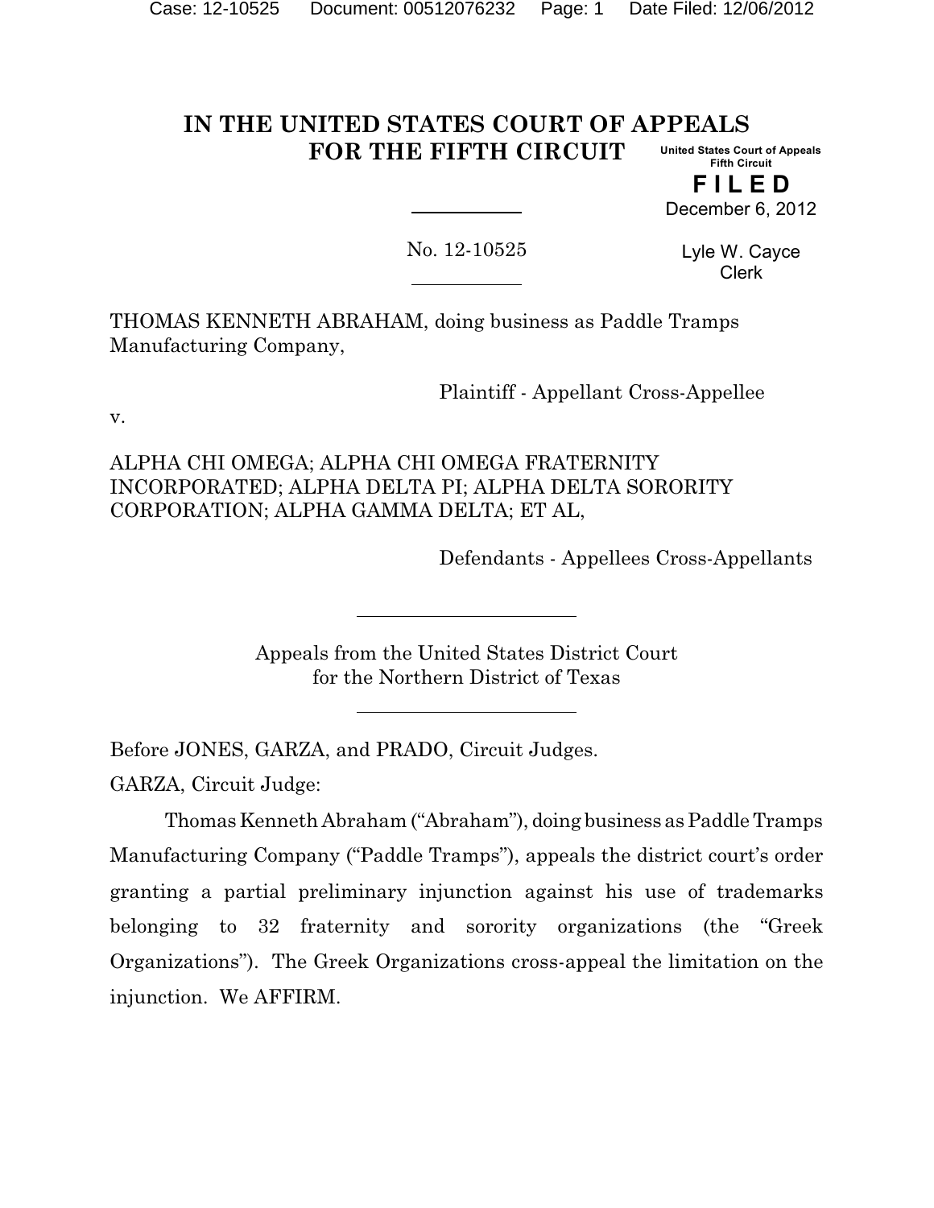# IN THE UNITED STATES COURT OF APPEALS FOR THE FIFTH CIRCUIT

United States Court of Appeals
Fifth Circuit

**FILED**

December 6, 2012

Lyle W. Cayce
Clerk

No. 12-10525

THOMAS KENNETH ABRAHAM, doing business as Paddle Tramps Manufacturing Company,

Plaintiff - Appellant Cross-Appellee

v.

ALPHA CHI OMEGA; ALPHA CHI OMEGA FRATERNITY INCORPORATED; ALPHA DELTA PI; ALPHA DELTA SORORITY CORPORATION; ALPHA GAMMA DELTA; ET AL,

Defendants - Appellees Cross-Appellants

Appeals from the United States District Court for the Northern District of Texas

Before JONES, GARZA, and PRADO, Circuit Judges.

GARZA, Circuit Judge:

Thomas Kenneth Abraham ("Abraham"), doing business as Paddle Tramps Manufacturing Company ("Paddle Tramps"), appeals the district court's order granting a partial preliminary injunction against his use of trademarks belonging to 32 fraternity and sorority organizations (the "Greek Organizations"). The Greek Organizations cross-appeal the limitation on the injunction. We AFFIRM.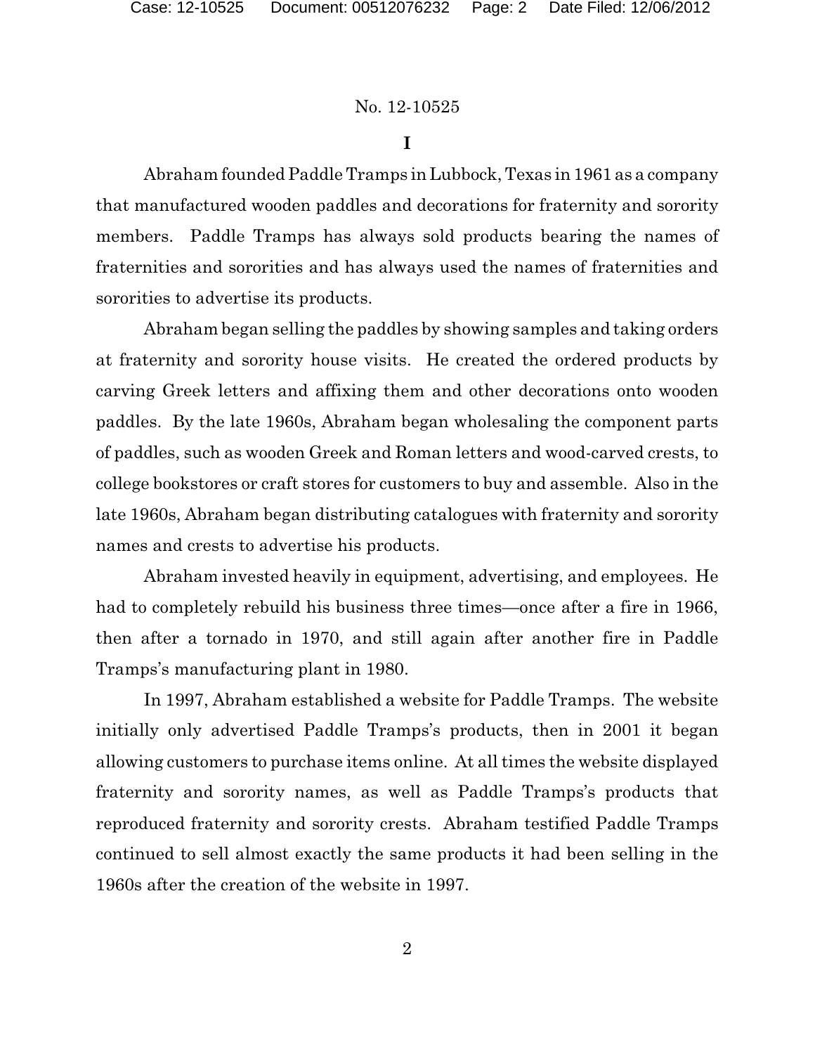## I

Abraham founded Paddle Tramps in Lubbock, Texas in 1961 as a company that manufactured wooden paddles and decorations for fraternity and sorority members. Paddle Tramps has always sold products bearing the names of fraternities and sororities and has always used the names of fraternities and sororities to advertise its products.

Abraham began selling the paddles by showing samples and taking orders at fraternity and sorority house visits. He created the ordered products by carving Greek letters and affixing them and other decorations onto wooden paddles. By the late 1960s, Abraham began wholesaling the component parts of paddles, such as wooden Greek and Roman letters and wood-carved crests, to college bookstores or craft stores for customers to buy and assemble. Also in the late 1960s, Abraham began distributing catalogues with fraternity and sorority names and crests to advertise his products.

Abraham invested heavily in equipment, advertising, and employees. He had to completely rebuild his business three times—once after a fire in 1966, then after a tornado in 1970, and still again after another fire in Paddle Tramps's manufacturing plant in 1980.

In 1997, Abraham established a website for Paddle Tramps. The website initially only advertised Paddle Tramps's products, then in 2001 it began allowing customers to purchase items online. At all times the website displayed fraternity and sorority names, as well as Paddle Tramps's products that reproduced fraternity and sorority crests. Abraham testified Paddle Tramps continued to sell almost exactly the same products it had been selling in the 1960s after the creation of the website in 1997.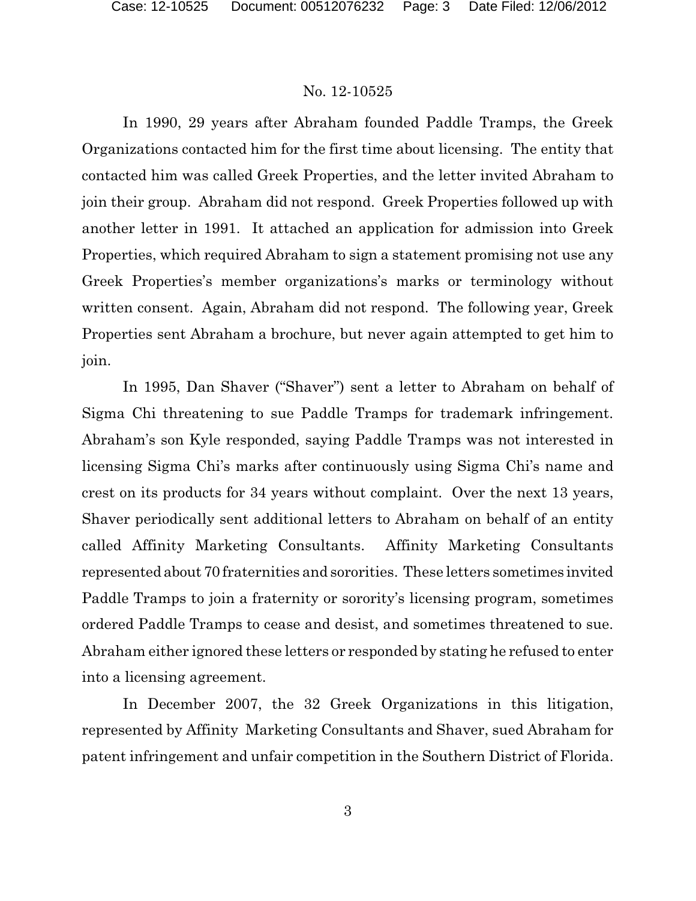In 1990, 29 years after Abraham founded Paddle Tramps, the Greek Organizations contacted him for the first time about licensing. The entity that contacted him was called Greek Properties, and the letter invited Abraham to join their group. Abraham did not respond. Greek Properties followed up with another letter in 1991. It attached an application for admission into Greek Properties, which required Abraham to sign a statement promising not use any Greek Properties's member organizations's marks or terminology without written consent. Again, Abraham did not respond. The following year, Greek Properties sent Abraham a brochure, but never again attempted to get him to join.

In 1995, Dan Shaver ("Shaver") sent a letter to Abraham on behalf of Sigma Chi threatening to sue Paddle Tramps for trademark infringement. Abraham's son Kyle responded, saying Paddle Tramps was not interested in licensing Sigma Chi's marks after continuously using Sigma Chi's name and crest on its products for 34 years without complaint. Over the next 13 years, Shaver periodically sent additional letters to Abraham on behalf of an entity called Affinity Marketing Consultants. Affinity Marketing Consultants represented about 70 fraternities and sororities. These letters sometimes invited Paddle Tramps to join a fraternity or sorority's licensing program, sometimes ordered Paddle Tramps to cease and desist, and sometimes threatened to sue. Abraham either ignored these letters or responded by stating he refused to enter into a licensing agreement.

In December 2007, the 32 Greek Organizations in this litigation, represented by Affinity Marketing Consultants and Shaver, sued Abraham for patent infringement and unfair competition in the Southern District of Florida.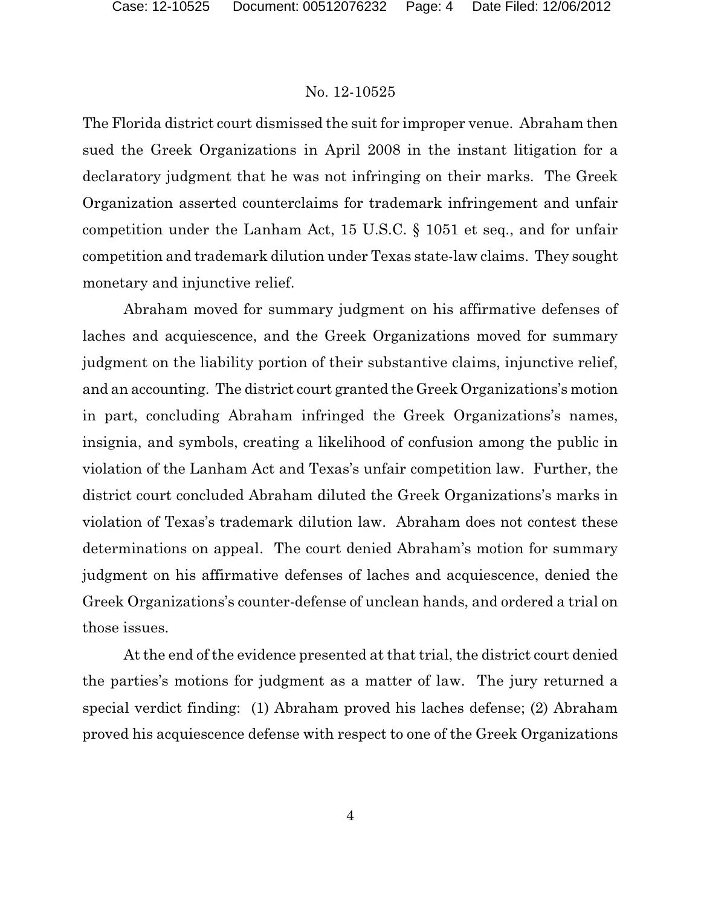The Florida district court dismissed the suit for improper venue. Abraham then sued the Greek Organizations in April 2008 in the instant litigation for a declaratory judgment that he was not infringing on their marks. The Greek Organization asserted counterclaims for trademark infringement and unfair competition under the Lanham Act, 15 U.S.C. § 1051 et seq., and for unfair competition and trademark dilution under Texas state-law claims. They sought monetary and injunctive relief.

Abraham moved for summary judgment on his affirmative defenses of laches and acquiescence, and the Greek Organizations moved for summary judgment on the liability portion of their substantive claims, injunctive relief, and an accounting. The district court granted the Greek Organizations's motion in part, concluding Abraham infringed the Greek Organizations's names, insignia, and symbols, creating a likelihood of confusion among the public in violation of the Lanham Act and Texas's unfair competition law. Further, the district court concluded Abraham diluted the Greek Organizations's marks in violation of Texas's trademark dilution law. Abraham does not contest these determinations on appeal. The court denied Abraham's motion for summary judgment on his affirmative defenses of laches and acquiescence, denied the Greek Organizations's counter-defense of unclean hands, and ordered a trial on those issues.

At the end of the evidence presented at that trial, the district court denied the parties's motions for judgment as a matter of law. The jury returned a special verdict finding: (1) Abraham proved his laches defense; (2) Abraham proved his acquiescence defense with respect to one of the Greek Organizations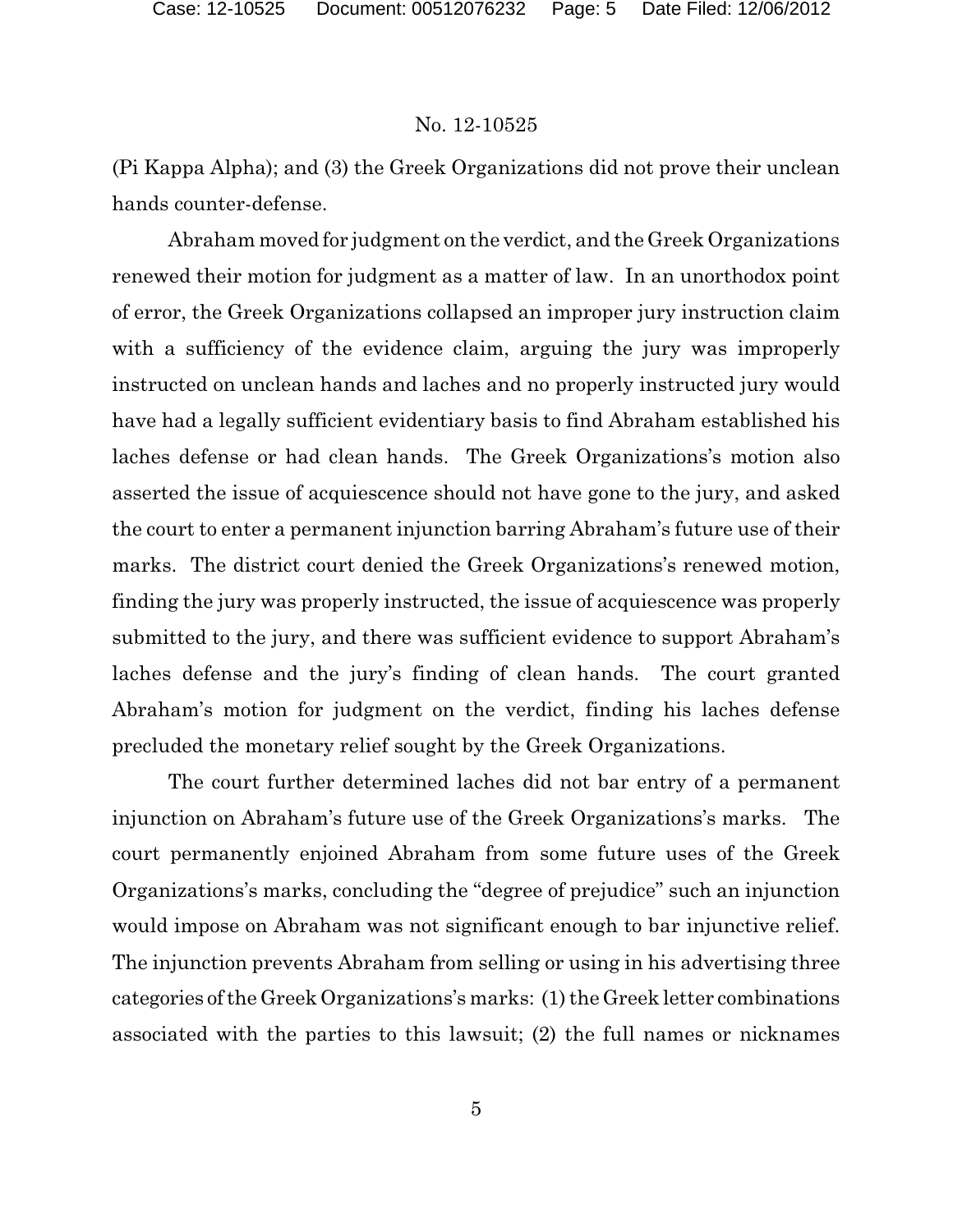(Pi Kappa Alpha); and (3) the Greek Organizations did not prove their unclean hands counter-defense.

Abraham moved for judgment on the verdict, and the Greek Organizations renewed their motion for judgment as a matter of law. In an unorthodox point of error, the Greek Organizations collapsed an improper jury instruction claim with a sufficiency of the evidence claim, arguing the jury was improperly instructed on unclean hands and laches and no properly instructed jury would have had a legally sufficient evidentiary basis to find Abraham established his laches defense or had clean hands. The Greek Organizations's motion also asserted the issue of acquiescence should not have gone to the jury, and asked the court to enter a permanent injunction barring Abraham's future use of their marks. The district court denied the Greek Organizations's renewed motion, finding the jury was properly instructed, the issue of acquiescence was properly submitted to the jury, and there was sufficient evidence to support Abraham's laches defense and the jury's finding of clean hands. The court granted Abraham's motion for judgment on the verdict, finding his laches defense precluded the monetary relief sought by the Greek Organizations.

The court further determined laches did not bar entry of a permanent injunction on Abraham's future use of the Greek Organizations's marks. The court permanently enjoined Abraham from some future uses of the Greek Organizations's marks, concluding the "degree of prejudice" such an injunction would impose on Abraham was not significant enough to bar injunctive relief. The injunction prevents Abraham from selling or using in his advertising three categories of the Greek Organizations's marks: (1) the Greek letter combinations associated with the parties to this lawsuit; (2) the full names or nicknames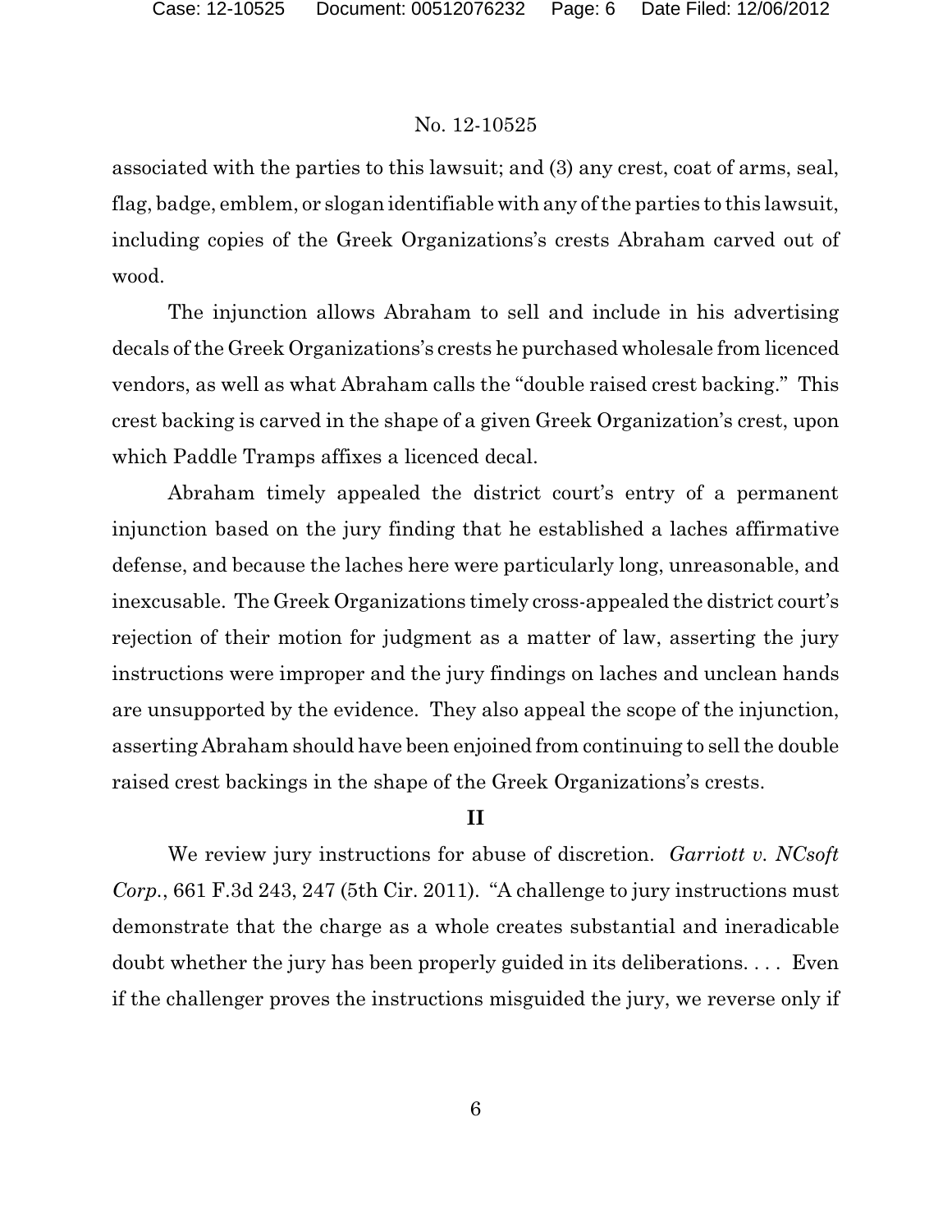associated with the parties to this lawsuit; and (3) any crest, coat of arms, seal, flag, badge, emblem, or slogan identifiable with any of the parties to this lawsuit, including copies of the Greek Organizations's crests Abraham carved out of wood.

The injunction allows Abraham to sell and include in his advertising decals of the Greek Organizations's crests he purchased wholesale from licenced vendors, as well as what Abraham calls the "double raised crest backing." This crest backing is carved in the shape of a given Greek Organization's crest, upon which Paddle Tramps affixes a licenced decal.

Abraham timely appealed the district court's entry of a permanent injunction based on the jury finding that he established a laches affirmative defense, and because the laches here were particularly long, unreasonable, and inexcusable. The Greek Organizations timely cross-appealed the district court's rejection of their motion for judgment as a matter of law, asserting the jury instructions were improper and the jury findings on laches and unclean hands are unsupported by the evidence. They also appeal the scope of the injunction, asserting Abraham should have been enjoined from continuing to sell the double raised crest backings in the shape of the Greek Organizations's crests.

## II

We review jury instructions for abuse of discretion. *Garriott v. NCsoft Corp.*, 661 F.3d 243, 247 (5th Cir. 2011). "A challenge to jury instructions must demonstrate that the charge as a whole creates substantial and ineradicable doubt whether the jury has been properly guided in its deliberations. . . . Even if the challenger proves the instructions misguided the jury, we reverse only if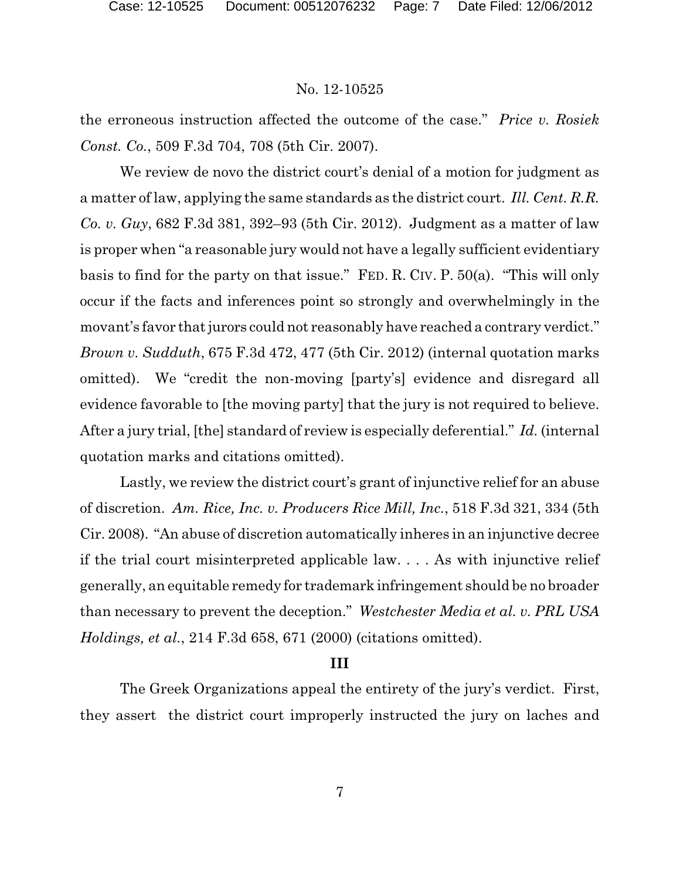the erroneous instruction affected the outcome of the case." *Price v. Rosiek Const. Co.*, 509 F.3d 704, 708 (5th Cir. 2007).

We review de novo the district court's denial of a motion for judgment as a matter of law, applying the same standards as the district court. *Ill. Cent. R.R. Co. v. Guy*, 682 F.3d 381, 392–93 (5th Cir. 2012). Judgment as a matter of law is proper when "a reasonable jury would not have a legally sufficient evidentiary basis to find for the party on that issue." FED. R. CIV. P. 50(a). "This will only occur if the facts and inferences point so strongly and overwhelmingly in the movant's favor that jurors could not reasonably have reached a contrary verdict." *Brown v. Sudduth*, 675 F.3d 472, 477 (5th Cir. 2012) (internal quotation marks omitted). We "credit the non-moving [party's] evidence and disregard all evidence favorable to [the moving party] that the jury is not required to believe. After a jury trial, [the] standard of review is especially deferential." *Id.* (internal quotation marks and citations omitted).

Lastly, we review the district court's grant of injunctive relief for an abuse of discretion. *Am. Rice, Inc. v. Producers Rice Mill, Inc.*, 518 F.3d 321, 334 (5th Cir. 2008). "An abuse of discretion automatically inheres in an injunctive decree if the trial court misinterpreted applicable law. . . . As with injunctive relief generally, an equitable remedy for trademark infringement should be no broader than necessary to prevent the deception." *Westchester Media et al. v. PRL USA Holdings, et al.*, 214 F.3d 658, 671 (2000) (citations omitted).

**III**

The Greek Organizations appeal the entirety of the jury's verdict. First, they assert the district court improperly instructed the jury on laches and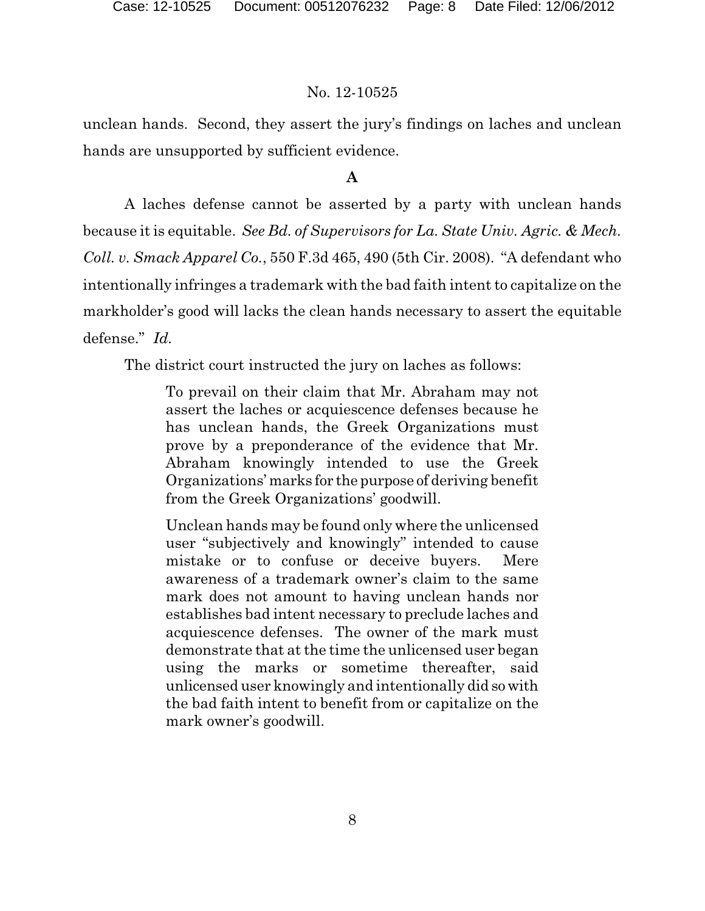unclean hands. Second, they assert the jury's findings on laches and unclean hands are unsupported by sufficient evidence.

**A**

A laches defense cannot be asserted by a party with unclean hands because it is equitable. *See Bd. of Supervisors for La. State Univ. Agric. & Mech. Coll. v. Smack Apparel Co.*, 550 F.3d 465, 490 (5th Cir. 2008). "A defendant who intentionally infringes a trademark with the bad faith intent to capitalize on the markholder's good will lacks the clean hands necessary to assert the equitable defense." *Id.*

The district court instructed the jury on laches as follows:

> To prevail on their claim that Mr. Abraham may not assert the laches or acquiescence defenses because he has unclean hands, the Greek Organizations must prove by a preponderance of the evidence that Mr. Abraham knowingly intended to use the Greek Organizations' marks for the purpose of deriving benefit from the Greek Organizations' goodwill.
>
> Unclean hands may be found only where the unlicensed user "subjectively and knowingly" intended to cause mistake or to confuse or deceive buyers. Mere awareness of a trademark owner's claim to the same mark does not amount to having unclean hands nor establishes bad intent necessary to preclude laches and acquiescence defenses. The owner of the mark must demonstrate that at the time the unlicensed user began using the marks or sometime thereafter, said unlicensed user knowingly and intentionally did so with the bad faith intent to benefit from or capitalize on the mark owner's goodwill.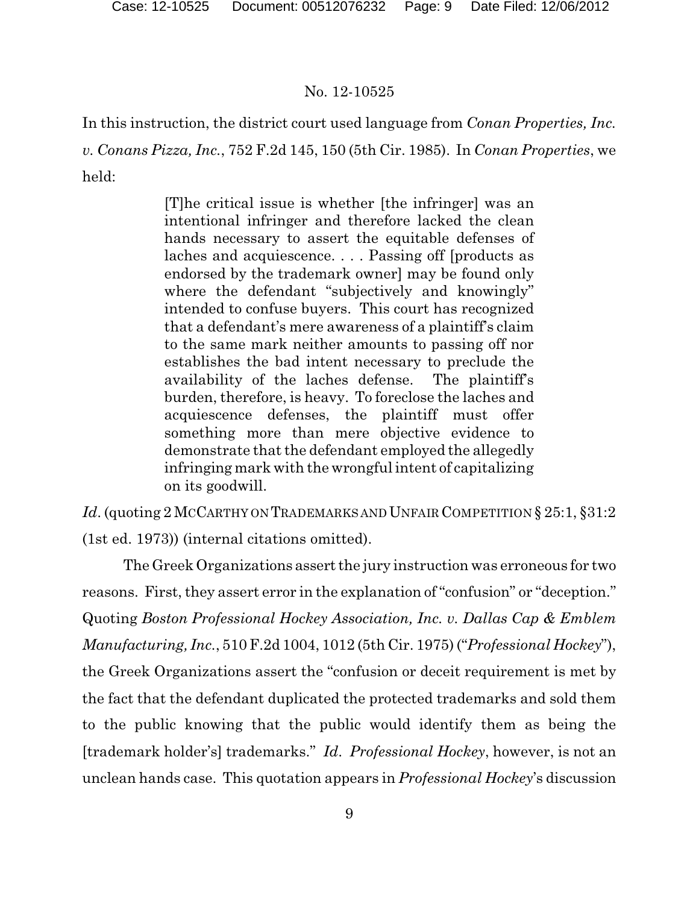In this instruction, the district court used language from *Conan Properties, Inc. v. Conans Pizza, Inc.*, 752 F.2d 145, 150 (5th Cir. 1985). In *Conan Properties*, we held:

> [T]he critical issue is whether [the infringer] was an intentional infringer and therefore lacked the clean hands necessary to assert the equitable defenses of laches and acquiescence. . . . Passing off [products as endorsed by the trademark owner] may be found only where the defendant "subjectively and knowingly" intended to confuse buyers. This court has recognized that a defendant's mere awareness of a plaintiff's claim to the same mark neither amounts to passing off nor establishes the bad intent necessary to preclude the availability of the laches defense. The plaintiff's burden, therefore, is heavy. To foreclose the laches and acquiescence defenses, the plaintiff must offer something more than mere objective evidence to demonstrate that the defendant employed the allegedly infringing mark with the wrongful intent of capitalizing on its goodwill.

*Id*. (quoting 2 MCCARTHY ON TRADEMARKS AND UNFAIR COMPETITION § 25:1, §31:2 (1st ed. 1973)) (internal citations omitted).

The Greek Organizations assert the jury instruction was erroneous for two reasons. First, they assert error in the explanation of "confusion" or "deception." Quoting *Boston Professional Hockey Association, Inc. v. Dallas Cap & Emblem Manufacturing, Inc.*, 510 F.2d 1004, 1012 (5th Cir. 1975) ("*Professional Hockey*"), the Greek Organizations assert the "confusion or deceit requirement is met by the fact that the defendant duplicated the protected trademarks and sold them to the public knowing that the public would identify them as being the [trademark holder's] trademarks." *Id*. *Professional Hockey*, however, is not an unclean hands case. This quotation appears in *Professional Hockey*'s discussion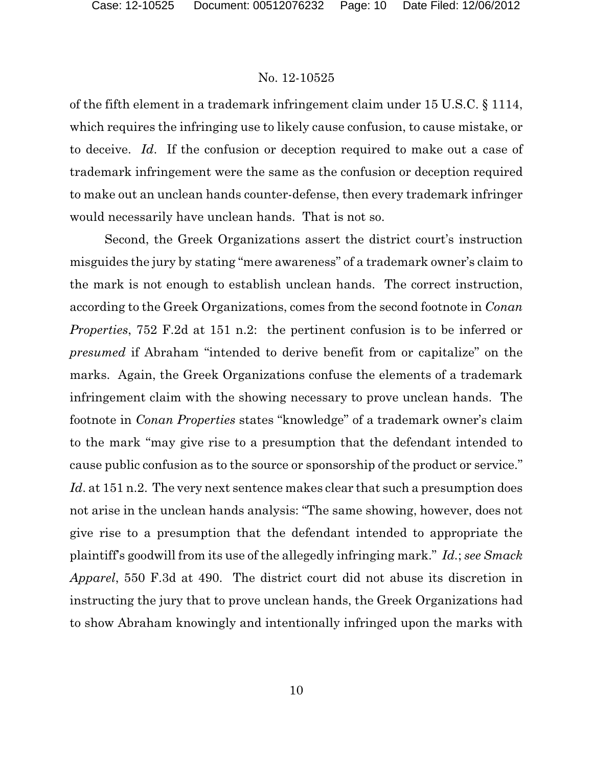of the fifth element in a trademark infringement claim under 15 U.S.C. § 1114, which requires the infringing use to likely cause confusion, to cause mistake, or to deceive. *Id*. If the confusion or deception required to make out a case of trademark infringement were the same as the confusion or deception required to make out an unclean hands counter-defense, then every trademark infringer would necessarily have unclean hands. That is not so.

Second, the Greek Organizations assert the district court's instruction misguides the jury by stating "mere awareness" of a trademark owner's claim to the mark is not enough to establish unclean hands. The correct instruction, according to the Greek Organizations, comes from the second footnote in *Conan Properties*, 752 F.2d at 151 n.2: the pertinent confusion is to be inferred or *presumed* if Abraham "intended to derive benefit from or capitalize" on the marks. Again, the Greek Organizations confuse the elements of a trademark infringement claim with the showing necessary to prove unclean hands. The footnote in *Conan Properties* states "knowledge" of a trademark owner's claim to the mark "may give rise to a presumption that the defendant intended to cause public confusion as to the source or sponsorship of the product or service." *Id*. at 151 n.2. The very next sentence makes clear that such a presumption does not arise in the unclean hands analysis: "The same showing, however, does not give rise to a presumption that the defendant intended to appropriate the plaintiff's goodwill from its use of the allegedly infringing mark." *Id.*; *see Smack Apparel*, 550 F.3d at 490. The district court did not abuse its discretion in instructing the jury that to prove unclean hands, the Greek Organizations had to show Abraham knowingly and intentionally infringed upon the marks with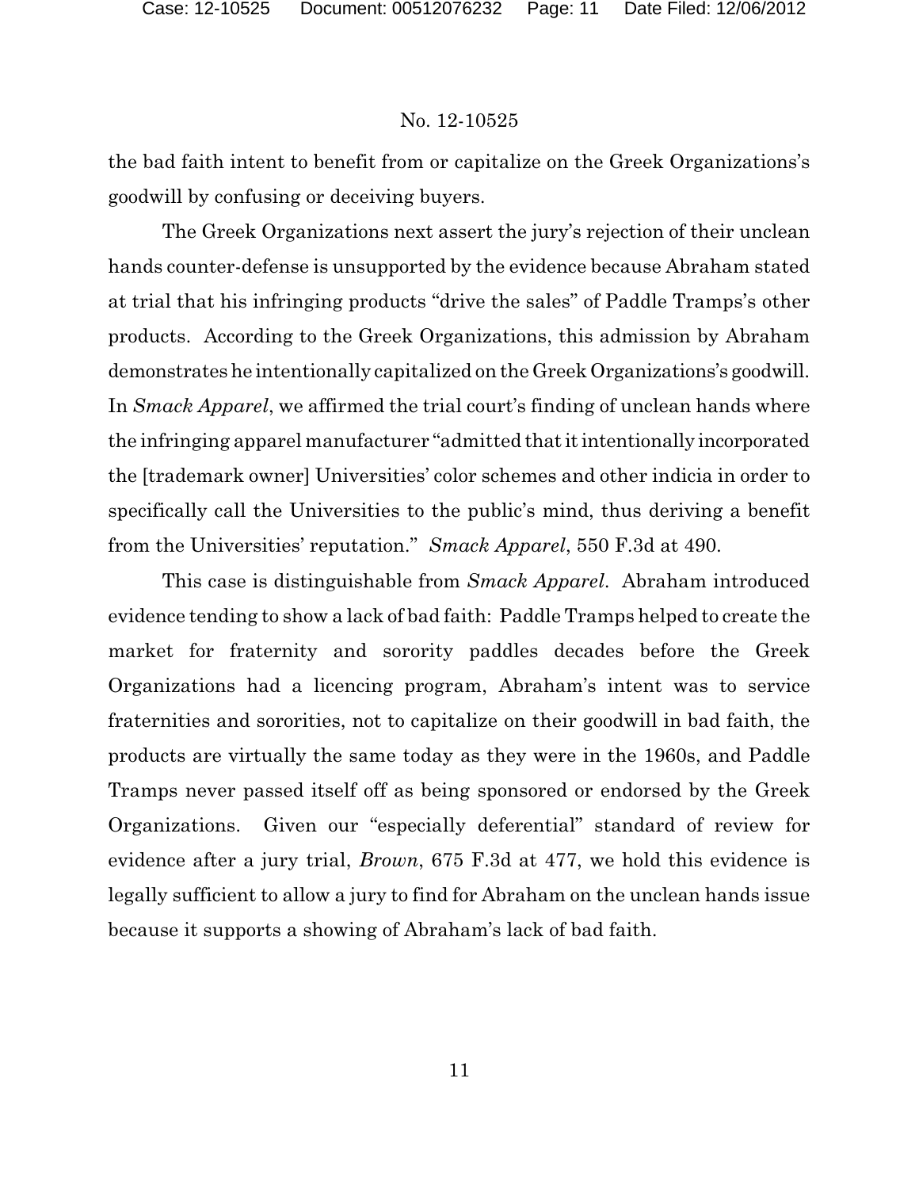the bad faith intent to benefit from or capitalize on the Greek Organizations's goodwill by confusing or deceiving buyers.

The Greek Organizations next assert the jury's rejection of their unclean hands counter-defense is unsupported by the evidence because Abraham stated at trial that his infringing products "drive the sales" of Paddle Tramps's other products. According to the Greek Organizations, this admission by Abraham demonstrates he intentionally capitalized on the Greek Organizations's goodwill. In *Smack Apparel*, we affirmed the trial court's finding of unclean hands where the infringing apparel manufacturer "admitted that it intentionally incorporated the [trademark owner] Universities' color schemes and other indicia in order to specifically call the Universities to the public's mind, thus deriving a benefit from the Universities' reputation." *Smack Apparel*, 550 F.3d at 490.

This case is distinguishable from *Smack Apparel*. Abraham introduced evidence tending to show a lack of bad faith: Paddle Tramps helped to create the market for fraternity and sorority paddles decades before the Greek Organizations had a licencing program, Abraham's intent was to service fraternities and sororities, not to capitalize on their goodwill in bad faith, the products are virtually the same today as they were in the 1960s, and Paddle Tramps never passed itself off as being sponsored or endorsed by the Greek Organizations. Given our "especially deferential" standard of review for evidence after a jury trial, *Brown*, 675 F.3d at 477, we hold this evidence is legally sufficient to allow a jury to find for Abraham on the unclean hands issue because it supports a showing of Abraham's lack of bad faith.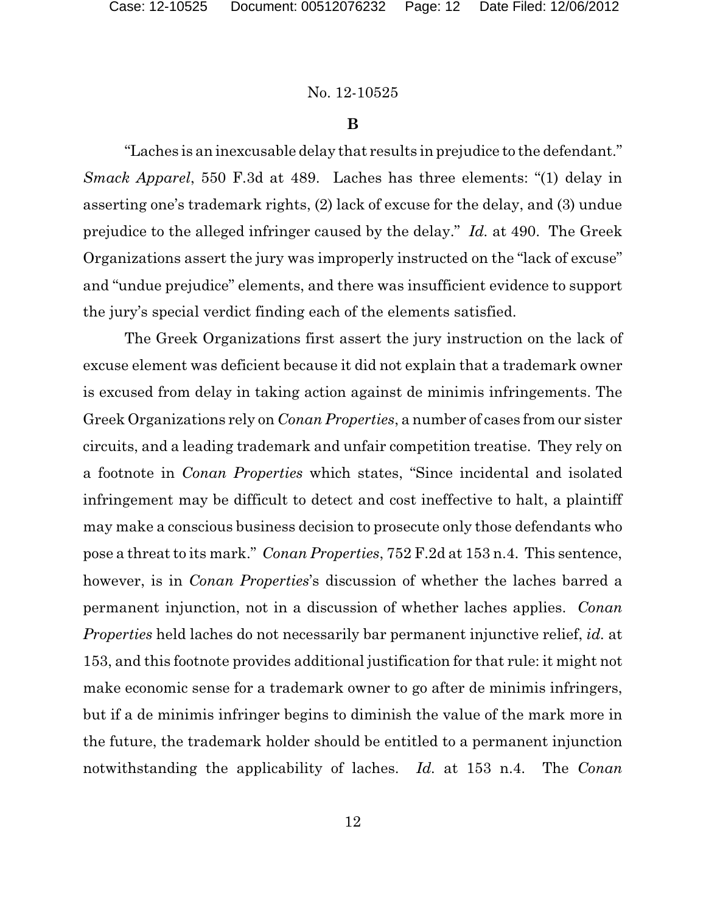**B**

"Laches is an inexcusable delay that results in prejudice to the defendant." *Smack Apparel*, 550 F.3d at 489. Laches has three elements: "(1) delay in asserting one's trademark rights, (2) lack of excuse for the delay, and (3) undue prejudice to the alleged infringer caused by the delay." *Id.* at 490. The Greek Organizations assert the jury was improperly instructed on the "lack of excuse" and "undue prejudice" elements, and there was insufficient evidence to support the jury's special verdict finding each of the elements satisfied.

The Greek Organizations first assert the jury instruction on the lack of excuse element was deficient because it did not explain that a trademark owner is excused from delay in taking action against de minimis infringements. The Greek Organizations rely on *Conan Properties*, a number of cases from our sister circuits, and a leading trademark and unfair competition treatise. They rely on a footnote in *Conan Properties* which states, "Since incidental and isolated infringement may be difficult to detect and cost ineffective to halt, a plaintiff may make a conscious business decision to prosecute only those defendants who pose a threat to its mark." *Conan Properties*, 752 F.2d at 153 n.4. This sentence, however, is in *Conan Properties*'s discussion of whether the laches barred a permanent injunction, not in a discussion of whether laches applies. *Conan Properties* held laches do not necessarily bar permanent injunctive relief, *id.* at 153, and this footnote provides additional justification for that rule: it might not make economic sense for a trademark owner to go after de minimis infringers, but if a de minimis infringer begins to diminish the value of the mark more in the future, the trademark holder should be entitled to a permanent injunction notwithstanding the applicability of laches. *Id.* at 153 n.4. The *Conan*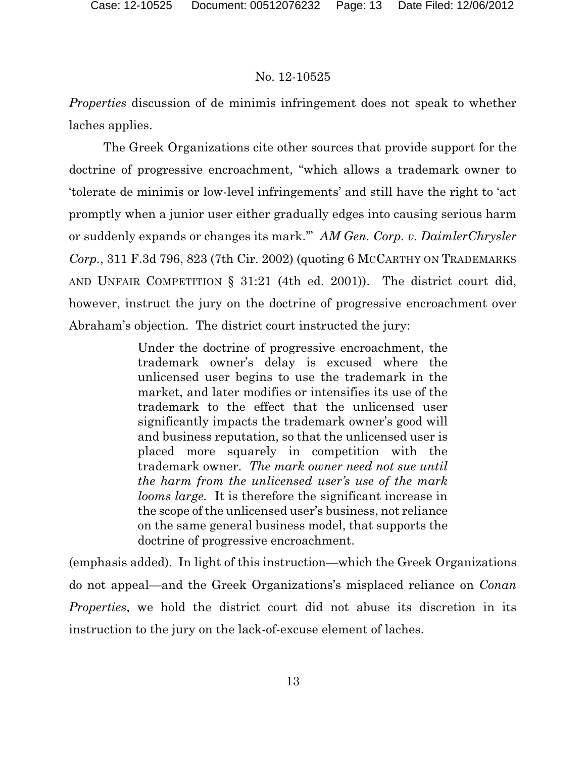*Properties* discussion of de minimis infringement does not speak to whether laches applies.

The Greek Organizations cite other sources that provide support for the doctrine of progressive encroachment, "which allows a trademark owner to 'tolerate de minimis or low-level infringements' and still have the right to 'act promptly when a junior user either gradually edges into causing serious harm or suddenly expands or changes its mark.'" *AM Gen. Corp. v. DaimlerChrysler Corp.*, 311 F.3d 796, 823 (7th Cir. 2002) (quoting 6 MCCARTHY ON TRADEMARKS AND UNFAIR COMPETITION § 31:21 (4th ed. 2001)). The district court did, however, instruct the jury on the doctrine of progressive encroachment over Abraham's objection. The district court instructed the jury:

> Under the doctrine of progressive encroachment, the trademark owner's delay is excused where the unlicensed user begins to use the trademark in the market, and later modifies or intensifies its use of the trademark to the effect that the unlicensed user significantly impacts the trademark owner's good will and business reputation, so that the unlicensed user is placed more squarely in competition with the trademark owner. *The mark owner need not sue until the harm from the unlicensed user's use of the mark looms large.* It is therefore the significant increase in the scope of the unlicensed user's business, not reliance on the same general business model, that supports the doctrine of progressive encroachment.

(emphasis added). In light of this instruction—which the Greek Organizations do not appeal—and the Greek Organizations's misplaced reliance on *Conan Properties*, we hold the district court did not abuse its discretion in its instruction to the jury on the lack-of-excuse element of laches.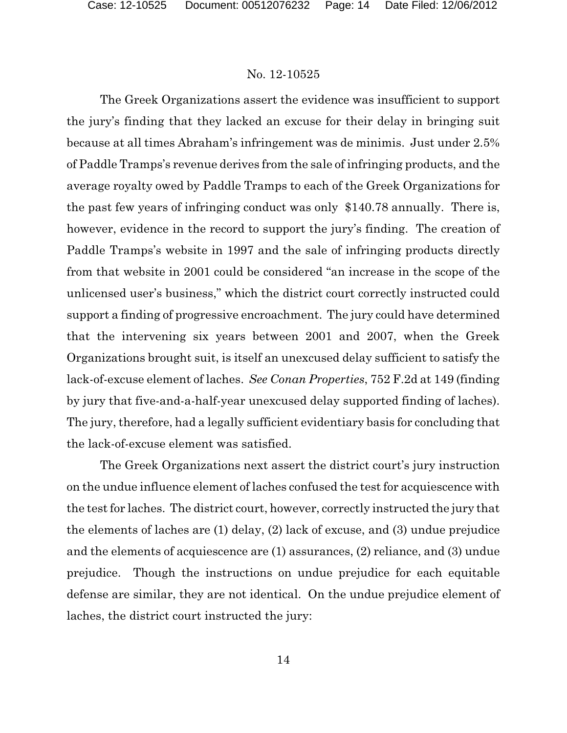The Greek Organizations assert the evidence was insufficient to support the jury's finding that they lacked an excuse for their delay in bringing suit because at all times Abraham's infringement was de minimis. Just under 2.5% of Paddle Tramps's revenue derives from the sale of infringing products, and the average royalty owed by Paddle Tramps to each of the Greek Organizations for the past few years of infringing conduct was only $140.78 annually. There is, however, evidence in the record to support the jury's finding. The creation of Paddle Tramps's website in 1997 and the sale of infringing products directly from that website in 2001 could be considered "an increase in the scope of the unlicensed user's business," which the district court correctly instructed could support a finding of progressive encroachment. The jury could have determined that the intervening six years between 2001 and 2007, when the Greek Organizations brought suit, is itself an unexcused delay sufficient to satisfy the lack-of-excuse element of laches. *See Conan Properties*, 752 F.2d at 149 (finding by jury that five-and-a-half-year unexcused delay supported finding of laches). The jury, therefore, had a legally sufficient evidentiary basis for concluding that the lack-of-excuse element was satisfied.

The Greek Organizations next assert the district court's jury instruction on the undue influence element of laches confused the test for acquiescence with the test for laches. The district court, however, correctly instructed the jury that the elements of laches are (1) delay, (2) lack of excuse, and (3) undue prejudice and the elements of acquiescence are (1) assurances, (2) reliance, and (3) undue prejudice. Though the instructions on undue prejudice for each equitable defense are similar, they are not identical. On the undue prejudice element of laches, the district court instructed the jury: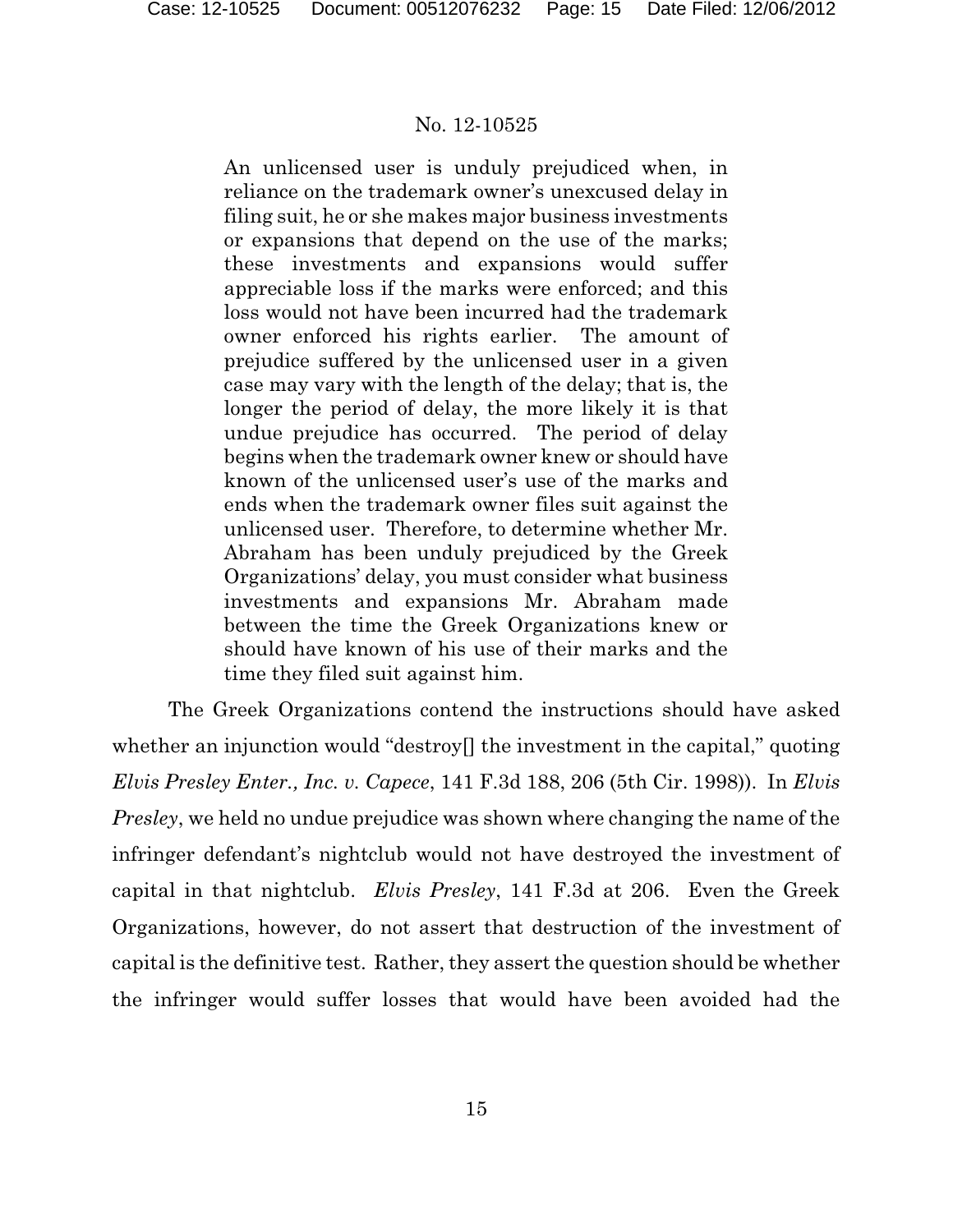> An unlicensed user is unduly prejudiced when, in reliance on the trademark owner's unexcused delay in filing suit, he or she makes major business investments or expansions that depend on the use of the marks; these investments and expansions would suffer appreciable loss if the marks were enforced; and this loss would not have been incurred had the trademark owner enforced his rights earlier. The amount of prejudice suffered by the unlicensed user in a given case may vary with the length of the delay; that is, the longer the period of delay, the more likely it is that undue prejudice has occurred. The period of delay begins when the trademark owner knew or should have known of the unlicensed user's use of the marks and ends when the trademark owner files suit against the unlicensed user. Therefore, to determine whether Mr. Abraham has been unduly prejudiced by the Greek Organizations' delay, you must consider what business investments and expansions Mr. Abraham made between the time the Greek Organizations knew or should have known of his use of their marks and the time they filed suit against him.

The Greek Organizations contend the instructions should have asked whether an injunction would "destroy[] the investment in the capital," quoting *Elvis Presley Enter., Inc. v. Capece*, 141 F.3d 188, 206 (5th Cir. 1998)). In *Elvis Presley*, we held no undue prejudice was shown where changing the name of the infringer defendant's nightclub would not have destroyed the investment of capital in that nightclub. *Elvis Presley*, 141 F.3d at 206. Even the Greek Organizations, however, do not assert that destruction of the investment of capital is the definitive test. Rather, they assert the question should be whether the infringer would suffer losses that would have been avoided had the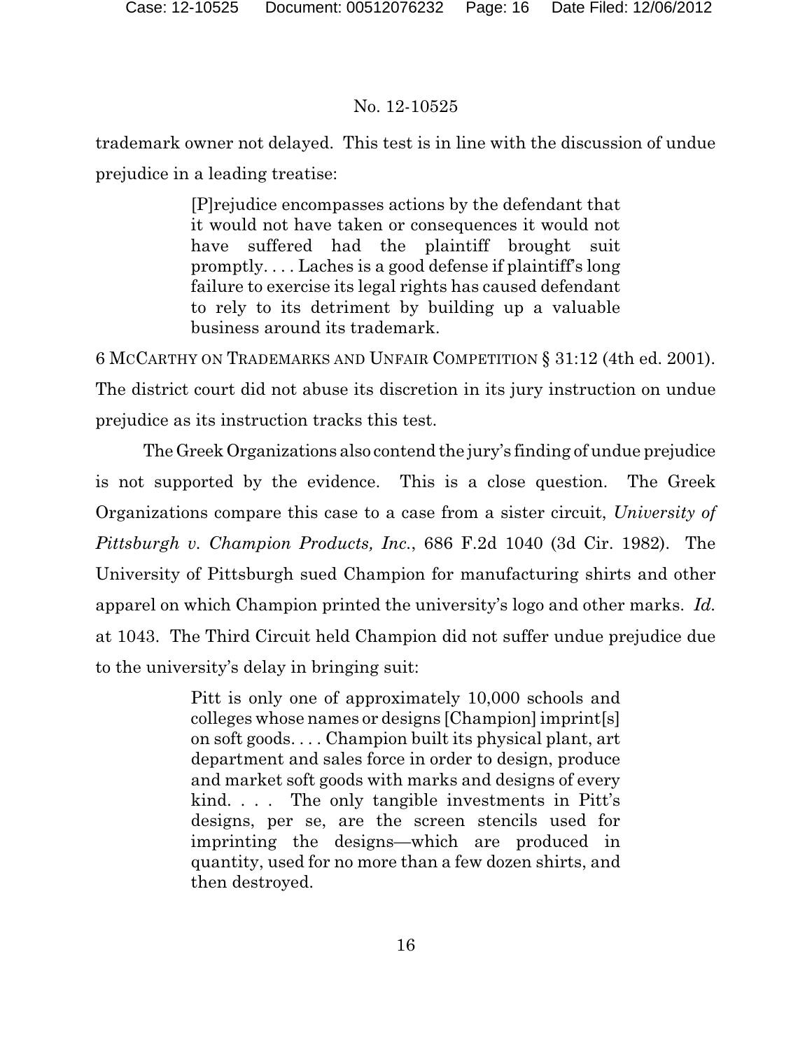trademark owner not delayed. This test is in line with the discussion of undue prejudice in a leading treatise:

> [P]rejudice encompasses actions by the defendant that it would not have taken or consequences it would not have suffered had the plaintiff brought suit promptly. . . . Laches is a good defense if plaintiff's long failure to exercise its legal rights has caused defendant to rely to its detriment by building up a valuable business around its trademark.

6 McCarthy on Trademarks and Unfair Competition § 31:12 (4th ed. 2001). The district court did not abuse its discretion in its jury instruction on undue prejudice as its instruction tracks this test.

The Greek Organizations also contend the jury's finding of undue prejudice is not supported by the evidence. This is a close question. The Greek Organizations compare this case to a case from a sister circuit, *University of Pittsburgh v. Champion Products, Inc.*, 686 F.2d 1040 (3d Cir. 1982). The University of Pittsburgh sued Champion for manufacturing shirts and other apparel on which Champion printed the university's logo and other marks. *Id.* at 1043. The Third Circuit held Champion did not suffer undue prejudice due to the university's delay in bringing suit:

> Pitt is only one of approximately 10,000 schools and colleges whose names or designs [Champion] imprint[s] on soft goods. . . . Champion built its physical plant, art department and sales force in order to design, produce and market soft goods with marks and designs of every kind. . . . The only tangible investments in Pitt's designs, per se, are the screen stencils used for imprinting the designs—which are produced in quantity, used for no more than a few dozen shirts, and then destroyed.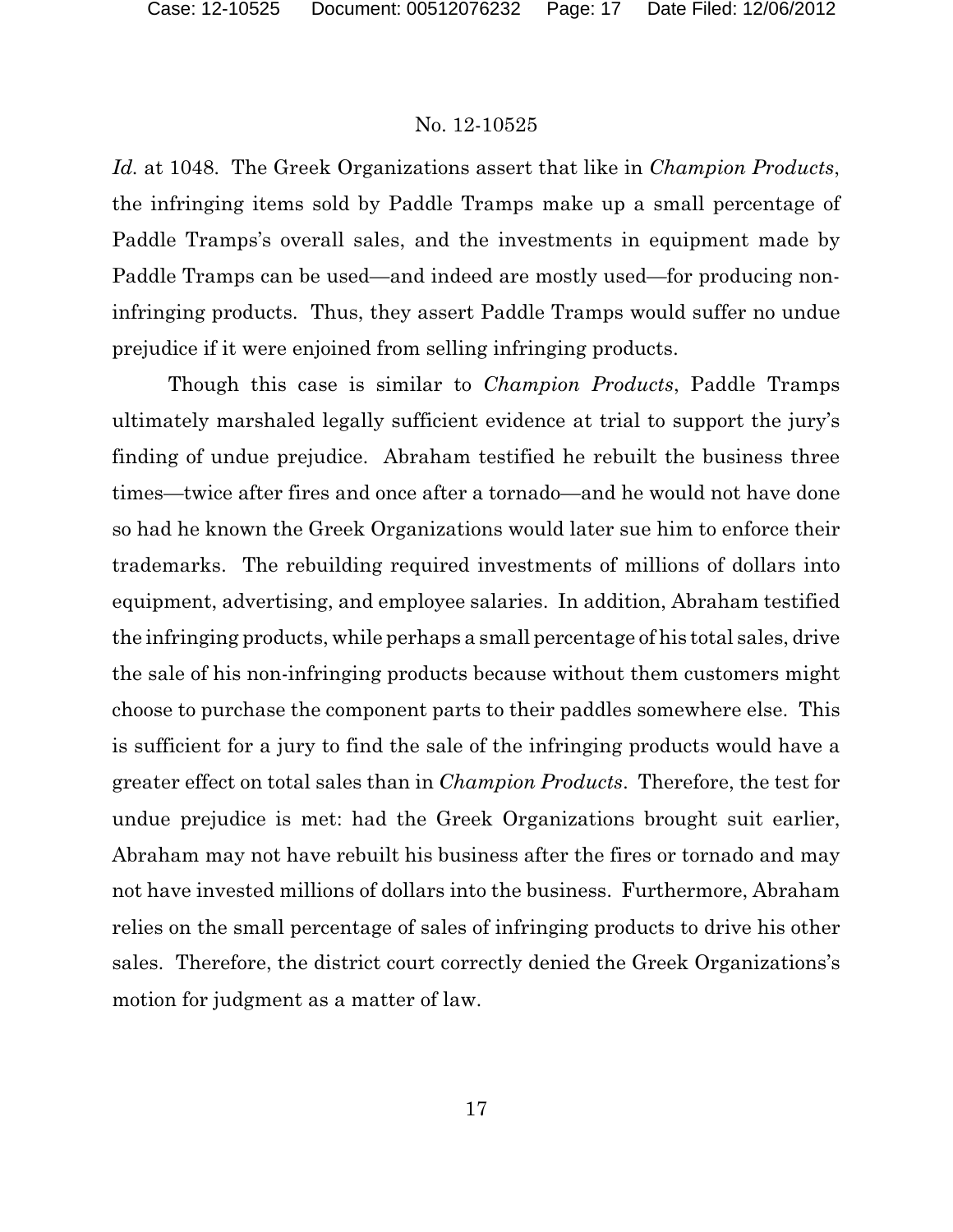*Id.* at 1048. The Greek Organizations assert that like in *Champion Products*, the infringing items sold by Paddle Tramps make up a small percentage of Paddle Tramps's overall sales, and the investments in equipment made by Paddle Tramps can be used—and indeed are mostly used—for producing non-infringing products. Thus, they assert Paddle Tramps would suffer no undue prejudice if it were enjoined from selling infringing products.

Though this case is similar to *Champion Products*, Paddle Tramps ultimately marshaled legally sufficient evidence at trial to support the jury's finding of undue prejudice. Abraham testified he rebuilt the business three times—twice after fires and once after a tornado—and he would not have done so had he known the Greek Organizations would later sue him to enforce their trademarks. The rebuilding required investments of millions of dollars into equipment, advertising, and employee salaries. In addition, Abraham testified the infringing products, while perhaps a small percentage of his total sales, drive the sale of his non-infringing products because without them customers might choose to purchase the component parts to their paddles somewhere else. This is sufficient for a jury to find the sale of the infringing products would have a greater effect on total sales than in *Champion Products*. Therefore, the test for undue prejudice is met: had the Greek Organizations brought suit earlier, Abraham may not have rebuilt his business after the fires or tornado and may not have invested millions of dollars into the business. Furthermore, Abraham relies on the small percentage of sales of infringing products to drive his other sales. Therefore, the district court correctly denied the Greek Organizations's motion for judgment as a matter of law.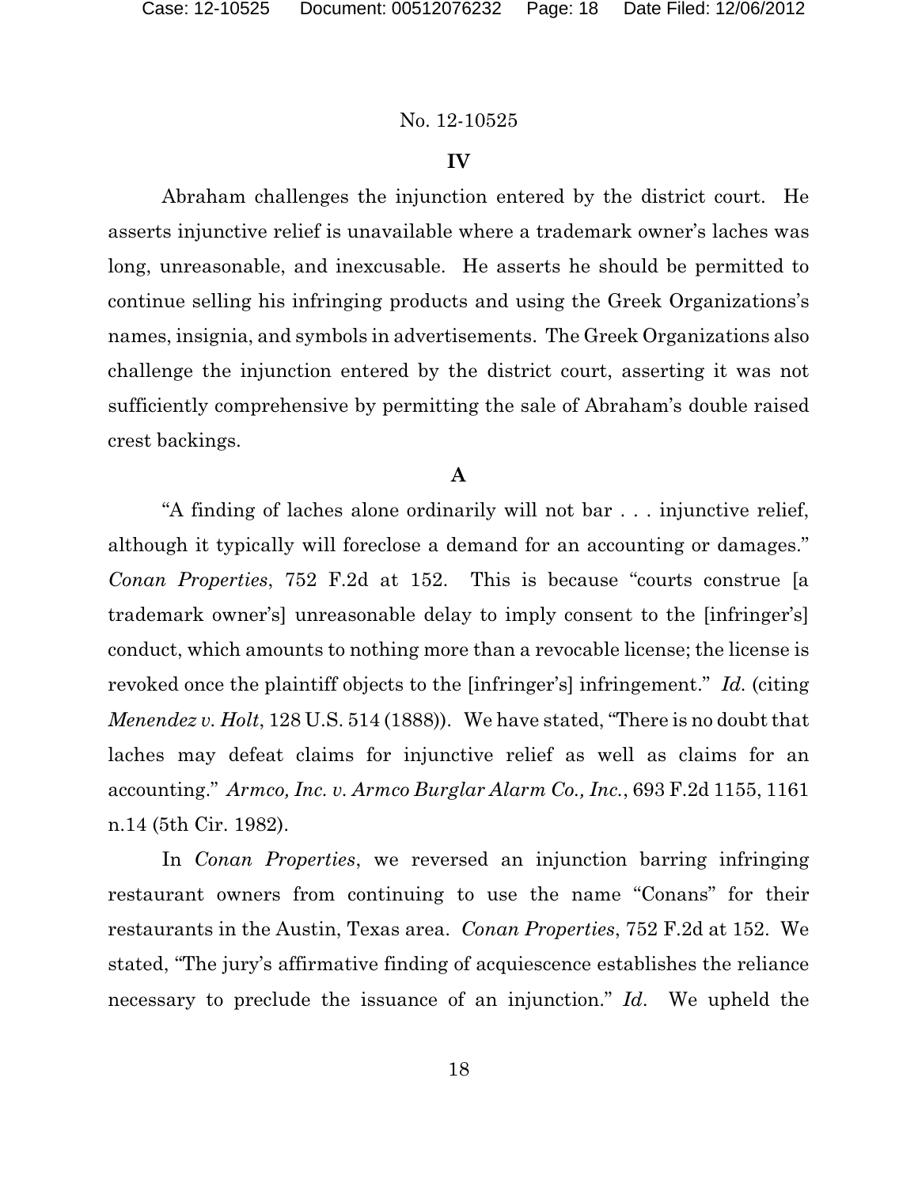No. 12-10525

## IV

Abraham challenges the injunction entered by the district court. He asserts injunctive relief is unavailable where a trademark owner's laches was long, unreasonable, and inexcusable. He asserts he should be permitted to continue selling his infringing products and using the Greek Organizations's names, insignia, and symbols in advertisements. The Greek Organizations also challenge the injunction entered by the district court, asserting it was not sufficiently comprehensive by permitting the sale of Abraham's double raised crest backings.

### A

"A finding of laches alone ordinarily will not bar . . . injunctive relief, although it typically will foreclose a demand for an accounting or damages." *Conan Properties*, 752 F.2d at 152. This is because "courts construe [a trademark owner's] unreasonable delay to imply consent to the [infringer's] conduct, which amounts to nothing more than a revocable license; the license is revoked once the plaintiff objects to the [infringer's] infringement." *Id.* (citing *Menendez v. Holt*, 128 U.S. 514 (1888)). We have stated, "There is no doubt that laches may defeat claims for injunctive relief as well as claims for an accounting." *Armco, Inc. v. Armco Burglar Alarm Co., Inc.*, 693 F.2d 1155, 1161 n.14 (5th Cir. 1982).

In *Conan Properties*, we reversed an injunction barring infringing restaurant owners from continuing to use the name "Conans" for their restaurants in the Austin, Texas area. *Conan Properties*, 752 F.2d at 152. We stated, "The jury's affirmative finding of acquiescence establishes the reliance necessary to preclude the issuance of an injunction." *Id.* We upheld the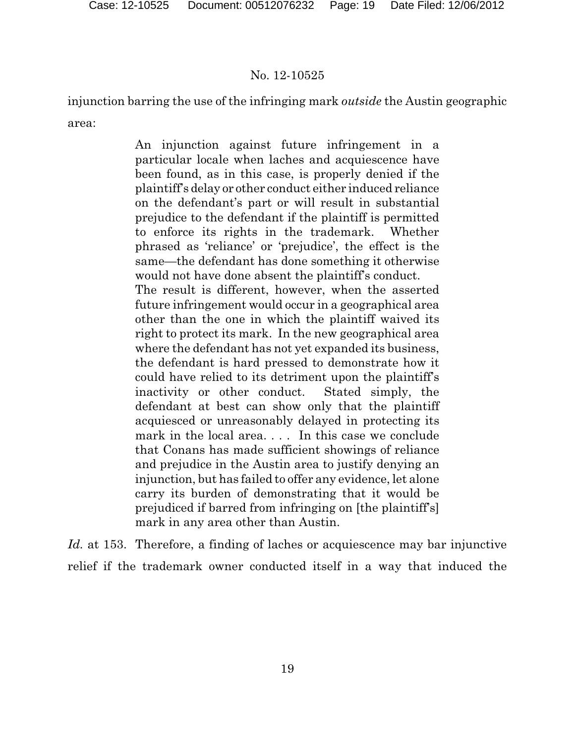injunction barring the use of the infringing mark *outside* the Austin geographic area:

> An injunction against future infringement in a particular locale when laches and acquiescence have been found, as in this case, is properly denied if the plaintiff's delay or other conduct either induced reliance on the defendant's part or will result in substantial prejudice to the defendant if the plaintiff is permitted to enforce its rights in the trademark. Whether phrased as 'reliance' or 'prejudice', the effect is the same—the defendant has done something it otherwise would not have done absent the plaintiff's conduct.
>
> The result is different, however, when the asserted future infringement would occur in a geographical area other than the one in which the plaintiff waived its right to protect its mark. In the new geographical area where the defendant has not yet expanded its business, the defendant is hard pressed to demonstrate how it could have relied to its detriment upon the plaintiff's inactivity or other conduct. Stated simply, the defendant at best can show only that the plaintiff acquiesced or unreasonably delayed in protecting its mark in the local area. . . . In this case we conclude that Conans has made sufficient showings of reliance and prejudice in the Austin area to justify denying an injunction, but has failed to offer any evidence, let alone carry its burden of demonstrating that it would be prejudiced if barred from infringing on [the plaintiff's] mark in any area other than Austin.

*Id.* at 153. Therefore, a finding of laches or acquiescence may bar injunctive relief if the trademark owner conducted itself in a way that induced the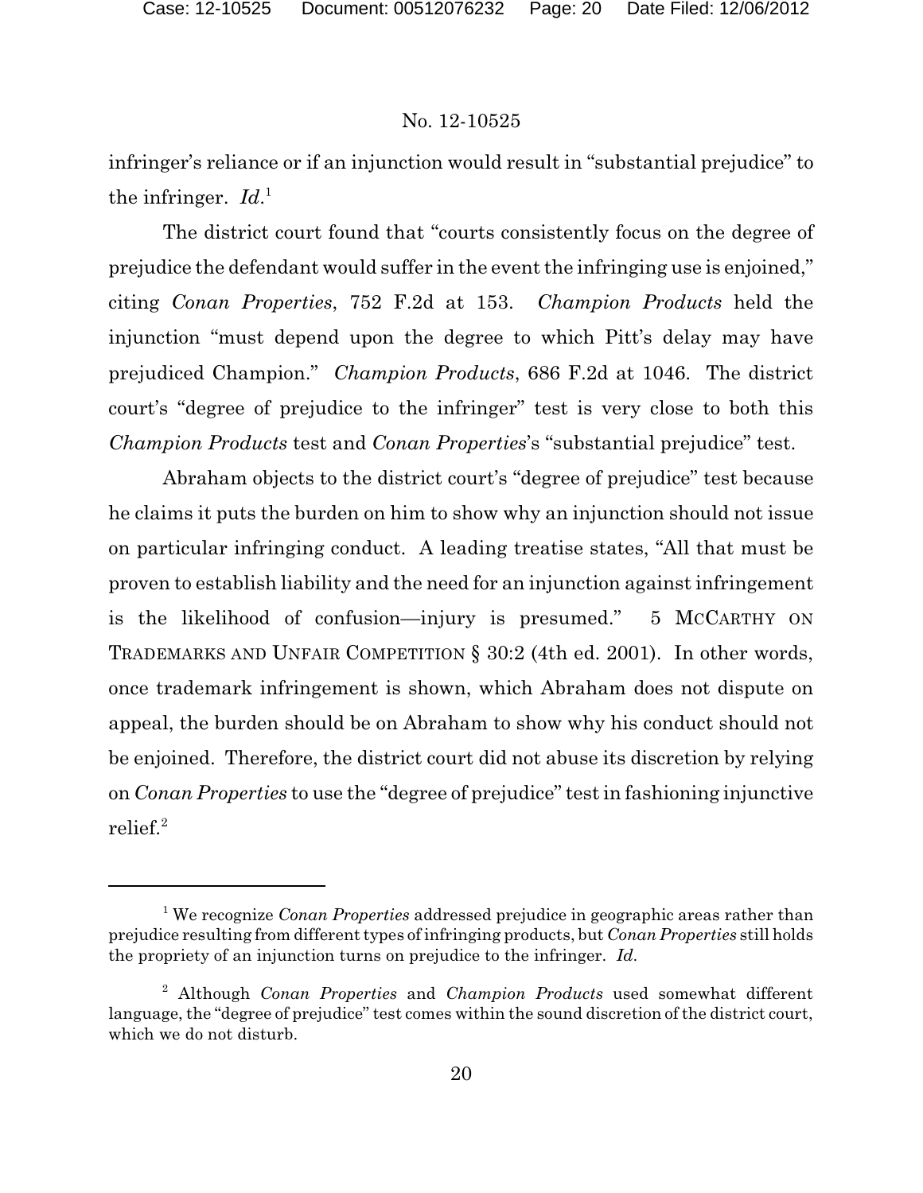infringer's reliance or if an injunction would result in "substantial prejudice" to the infringer. *Id*.[1]

The district court found that "courts consistently focus on the degree of prejudice the defendant would suffer in the event the infringing use is enjoined," citing *Conan Properties*, 752 F.2d at 153. *Champion Products* held the injunction "must depend upon the degree to which Pitt's delay may have prejudiced Champion." *Champion Products*, 686 F.2d at 1046. The district court's "degree of prejudice to the infringer" test is very close to both this *Champion Products* test and *Conan Properties*'s "substantial prejudice" test.

Abraham objects to the district court's "degree of prejudice" test because he claims it puts the burden on him to show why an injunction should not issue on particular infringing conduct. A leading treatise states, "All that must be proven to establish liability and the need for an injunction against infringement is the likelihood of confusion—injury is presumed." 5 MCCARTHY ON TRADEMARKS AND UNFAIR COMPETITION § 30:2 (4th ed. 2001). In other words, once trademark infringement is shown, which Abraham does not dispute on appeal, the burden should be on Abraham to show why his conduct should not be enjoined. Therefore, the district court did not abuse its discretion by relying on *Conan Properties* to use the "degree of prejudice" test in fashioning injunctive relief.[2]

---

[1] We recognize *Conan Properties* addressed prejudice in geographic areas rather than prejudice resulting from different types of infringing products, but *Conan Properties* still holds the propriety of an injunction turns on prejudice to the infringer. *Id*.

[2] Although *Conan Properties* and *Champion Products* used somewhat different language, the "degree of prejudice" test comes within the sound discretion of the district court, which we do not disturb.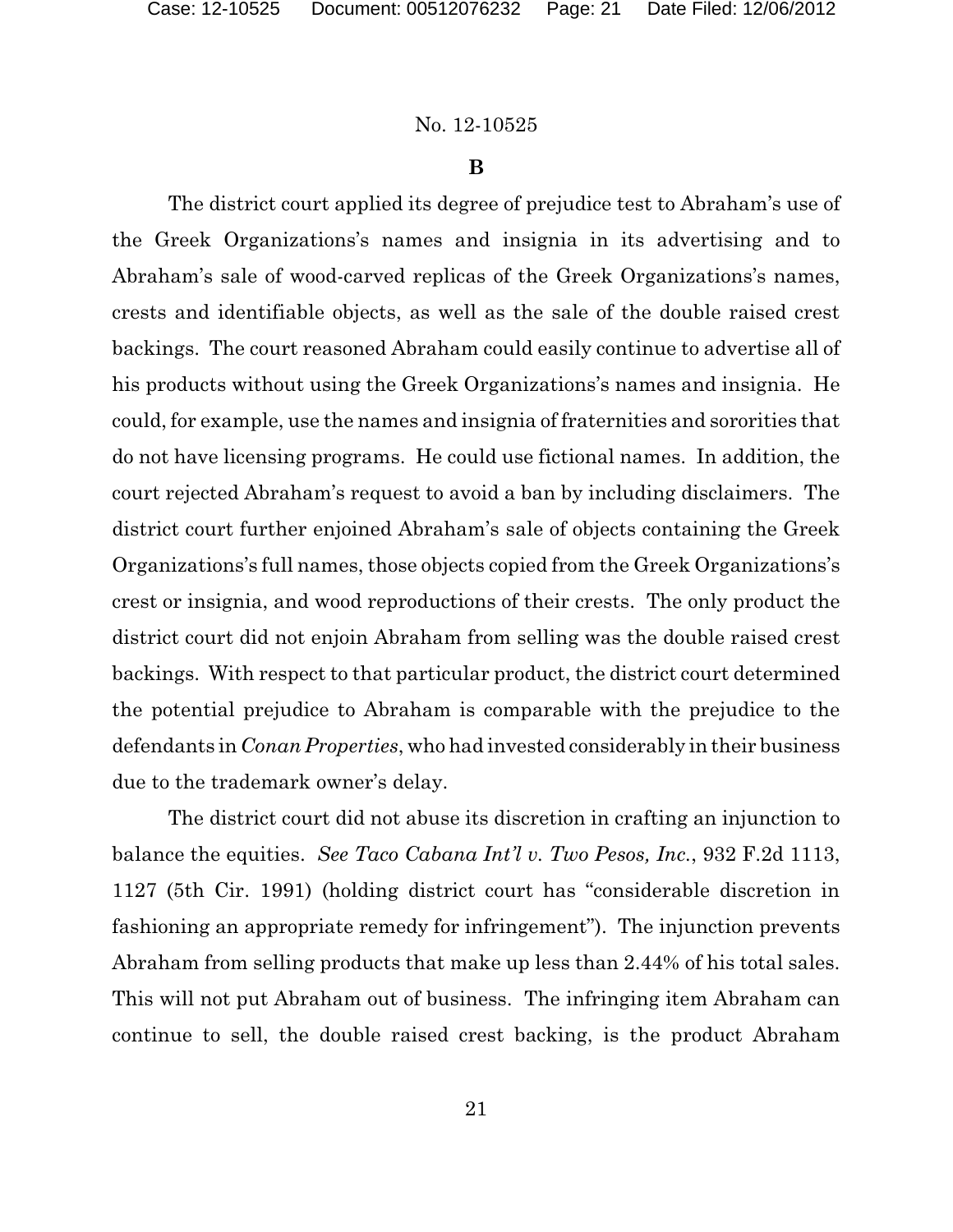No. 12-10525

### B

The district court applied its degree of prejudice test to Abraham's use of the Greek Organizations's names and insignia in its advertising and to Abraham's sale of wood-carved replicas of the Greek Organizations's names, crests and identifiable objects, as well as the sale of the double raised crest backings. The court reasoned Abraham could easily continue to advertise all of his products without using the Greek Organizations's names and insignia. He could, for example, use the names and insignia of fraternities and sororities that do not have licensing programs. He could use fictional names. In addition, the court rejected Abraham's request to avoid a ban by including disclaimers. The district court further enjoined Abraham's sale of objects containing the Greek Organizations's full names, those objects copied from the Greek Organizations's crest or insignia, and wood reproductions of their crests. The only product the district court did not enjoin Abraham from selling was the double raised crest backings. With respect to that particular product, the district court determined the potential prejudice to Abraham is comparable with the prejudice to the defendants in *Conan Properties*, who had invested considerably in their business due to the trademark owner's delay.

The district court did not abuse its discretion in crafting an injunction to balance the equities. *See Taco Cabana Int'l v. Two Pesos, Inc.*, 932 F.2d 1113, 1127 (5th Cir. 1991) (holding district court has "considerable discretion in fashioning an appropriate remedy for infringement"). The injunction prevents Abraham from selling products that make up less than 2.44% of his total sales. This will not put Abraham out of business. The infringing item Abraham can continue to sell, the double raised crest backing, is the product Abraham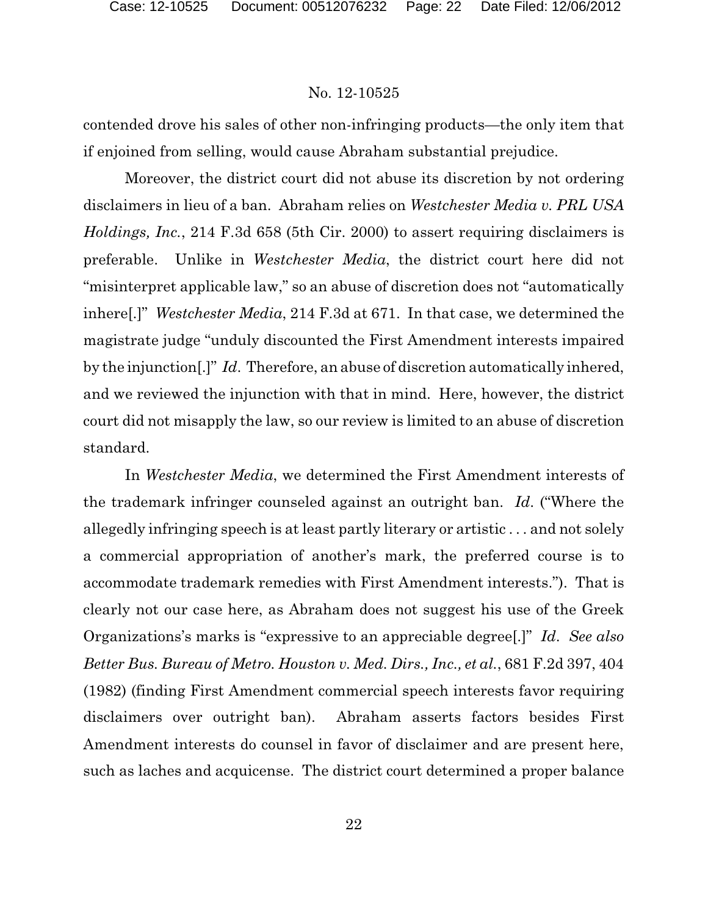contended drove his sales of other non-infringing products—the only item that if enjoined from selling, would cause Abraham substantial prejudice.

Moreover, the district court did not abuse its discretion by not ordering disclaimers in lieu of a ban. Abraham relies on *Westchester Media v. PRL USA Holdings, Inc.*, 214 F.3d 658 (5th Cir. 2000) to assert requiring disclaimers is preferable. Unlike in *Westchester Media*, the district court here did not "misinterpret applicable law," so an abuse of discretion does not "automatically inhere[.]" *Westchester Media*, 214 F.3d at 671. In that case, we determined the magistrate judge "unduly discounted the First Amendment interests impaired by the injunction[.]" *Id*. Therefore, an abuse of discretion automatically inhered, and we reviewed the injunction with that in mind. Here, however, the district court did not misapply the law, so our review is limited to an abuse of discretion standard.

In *Westchester Media*, we determined the First Amendment interests of the trademark infringer counseled against an outright ban. *Id*. ("Where the allegedly infringing speech is at least partly literary or artistic . . . and not solely a commercial appropriation of another's mark, the preferred course is to accommodate trademark remedies with First Amendment interests."). That is clearly not our case here, as Abraham does not suggest his use of the Greek Organizations's marks is "expressive to an appreciable degree[.]" *Id*. *See also Better Bus. Bureau of Metro. Houston v. Med. Dirs., Inc., et al.*, 681 F.2d 397, 404 (1982) (finding First Amendment commercial speech interests favor requiring disclaimers over outright ban). Abraham asserts factors besides First Amendment interests do counsel in favor of disclaimer and are present here, such as laches and acquicense. The district court determined a proper balance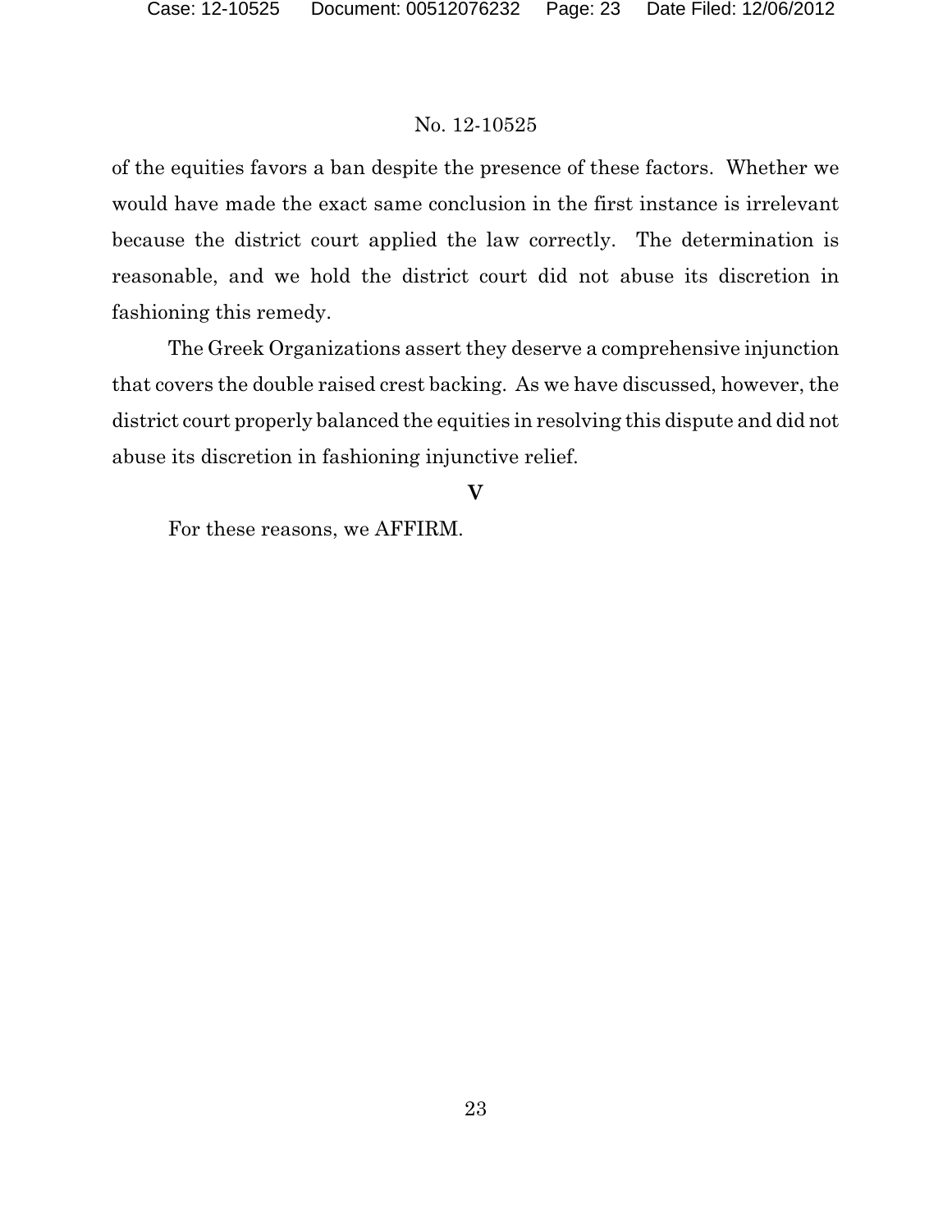of the equities favors a ban despite the presence of these factors. Whether we would have made the exact same conclusion in the first instance is irrelevant because the district court applied the law correctly. The determination is reasonable, and we hold the district court did not abuse its discretion in fashioning this remedy.

The Greek Organizations assert they deserve a comprehensive injunction that covers the double raised crest backing. As we have discussed, however, the district court properly balanced the equities in resolving this dispute and did not abuse its discretion in fashioning injunctive relief.

## V

For these reasons, we AFFIRM.